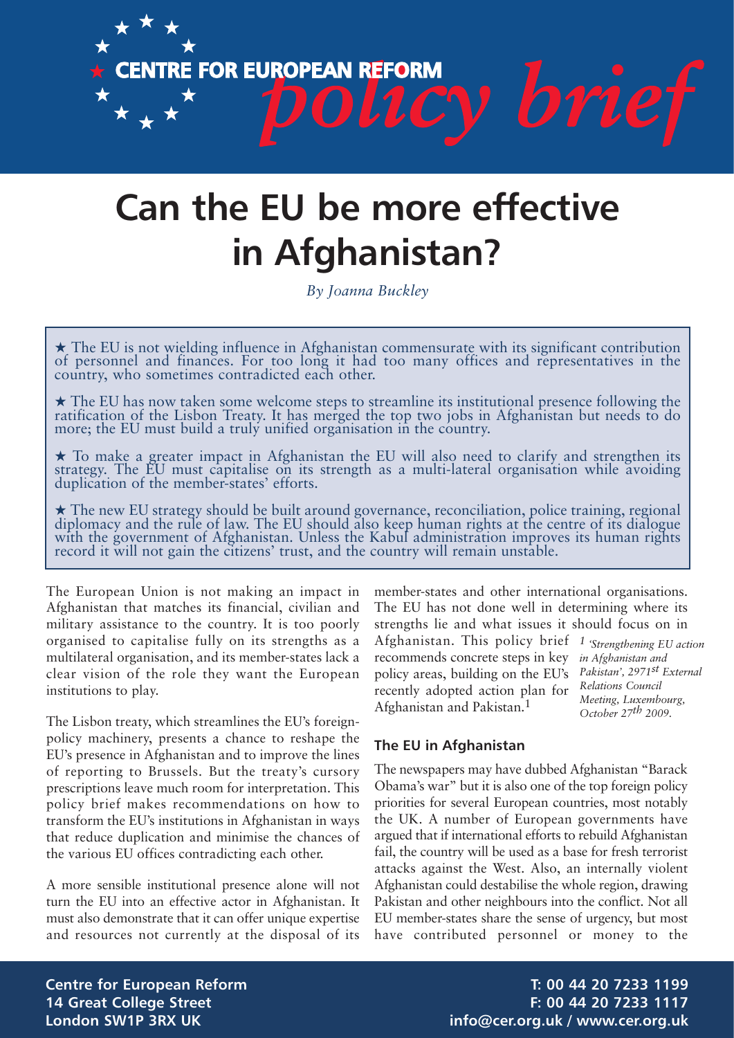CENTRE FOR EUROPEAN REFORM *policy brief*

# Can the EU be more effective in Afghanistan?

*By Joanna Buckley*

★ The EU is not wielding influence in Afghanistan commensurate with its significant contribution of personnel and finances. For too long it had too many offices and representatives in the country, who sometimes contradicted each other.

★ The EU has now taken some welcome steps to streamline its institutional presence following the ratification of the Lisbon Treaty. It has merged the top two jobs in Afghanistan but needs to do more; the EU must build a truly unified organisation in the country.

★ To make a greater impact in Afghanistan the EU will also need to clarify and strengthen its strategy. The EU must capitalise on its strength as a multi-lateral organisation while avoiding duplication of the member-states' efforts.

★ The new EU strategy should be built around governance, reconciliation, police training, regional diplomacy and the rule of law. The EU should also keep human rights at the centre of its dialogue with the government of Afghanistan. Unless the Kabul administration improves its human rights record it will not gain the citizens' trust, and the country will remain unstable.

The European Union is not making an impact in Afghanistan that matches its financial, civilian and military assistance to the country. It is too poorly organised to capitalise fully on its strengths as a multilateral organisation, and its member-states lack a clear vision of the role they want the European institutions to play.

The Lisbon treaty, which streamlines the EU's foreign-policy machinery, presents a chance to reshape the EU's presence in Afghanistan and to improve the lines of reporting to Brussels. But the treaty's cursory prescriptions leave much room for interpretation. This policy brief makes recommendations on how to transform the EU's institutions in Afghanistan in ways that reduce duplication and minimise the chances of the various EU offices contradicting each other.

A more sensible institutional presence alone will not turn the EU into an effective actor in Afghanistan. It must also demonstrate that it can offer unique expertise and resources not currently at the disposal of its member-states and other international organisations. The EU has not done well in determining where its strengths lie and what issues it should focus on in Afghanistan. This policy brief recommends concrete steps in key policy areas, building on the EU's recently adopted action plan for Afghanistan and Pakistan.[1]

[1] *'Strengthening EU action in Afghanistan and Pakistan', 2971st External Relations Council Meeting, Luxembourg, October 27th 2009.*

## The EU in Afghanistan

The newspapers may have dubbed Afghanistan "Barack Obama's war" but it is also one of the top foreign policy priorities for several European countries, most notably the UK. A number of European governments have argued that if international efforts to rebuild Afghanistan fail, the country will be used as a base for fresh terrorist attacks against the West. Also, an internally violent Afghanistan could destabilise the whole region, drawing Pakistan and other neighbours into the conflict. Not all EU member-states share the sense of urgency, but most have contributed personnel or money to the

**Centre for European Reform**
**14 Great College Street**
**London SW1P 3RX UK**

**T: 00 44 20 7233 1199**
**F: 00 44 20 7233 1117**
**info@cer.org.uk / www.cer.org.uk**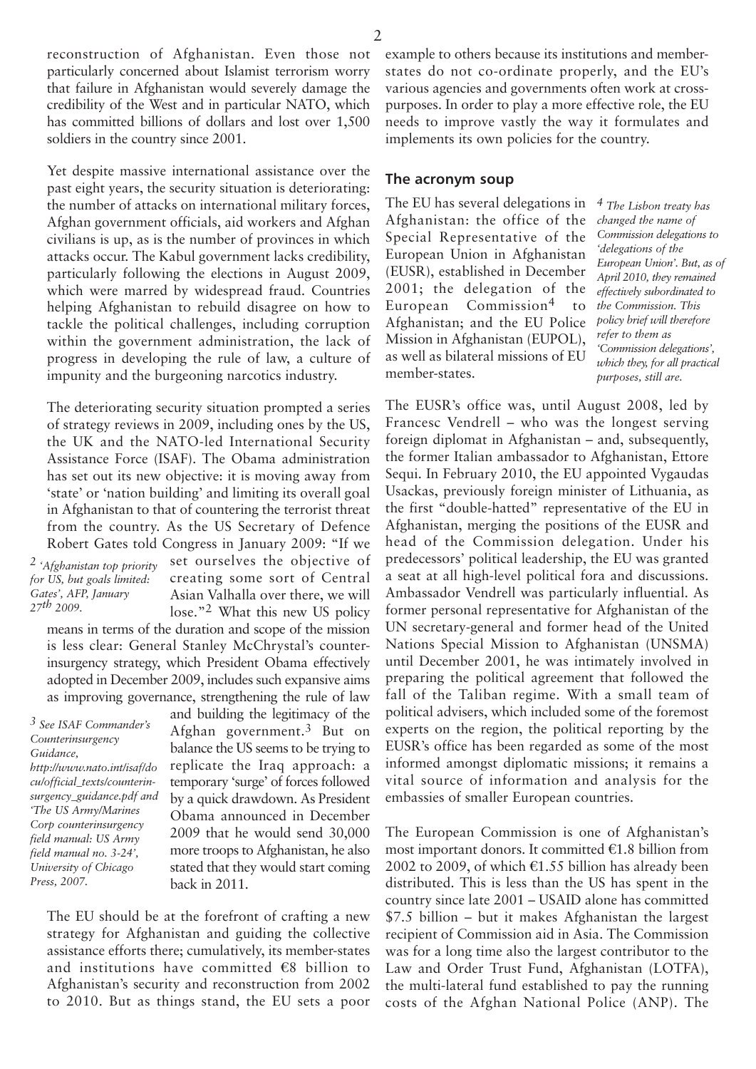reconstruction of Afghanistan. Even those not particularly concerned about Islamist terrorism worry that failure in Afghanistan would severely damage the credibility of the West and in particular NATO, which has committed billions of dollars and lost over 1,500 soldiers in the country since 2001.

Yet despite massive international assistance over the past eight years, the security situation is deteriorating: the number of attacks on international military forces, Afghan government officials, aid workers and Afghan civilians is up, as is the number of provinces in which attacks occur. The Kabul government lacks credibility, particularly following the elections in August 2009, which were marred by widespread fraud. Countries helping Afghanistan to rebuild disagree on how to tackle the political challenges, including corruption within the government administration, the lack of progress in developing the rule of law, a culture of impunity and the burgeoning narcotics industry.

The deteriorating security situation prompted a series of strategy reviews in 2009, including ones by the US, the UK and the NATO-led International Security Assistance Force (ISAF). The Obama administration has set out its new objective: it is moving away from 'state' or 'nation building' and limiting its overall goal in Afghanistan to that of countering the terrorist threat from the country. As the US Secretary of Defence Robert Gates told Congress in January 2009: "If we set ourselves the objective of creating some sort of Central Asian Valhalla over there, we will lose."[2] What this new US policy means in terms of the duration and scope of the mission is less clear: General Stanley McChrystal's counter-insurgency strategy, which President Obama effectively adopted in December 2009, includes such expansive aims as improving governance, strengthening the rule of law and building the legitimacy of the Afghan government.[3] But on balance the US seems to be trying to replicate the Iraq approach: a temporary 'surge' of forces followed by a quick drawdown. As President Obama announced in December 2009 that he would send 30,000 more troops to Afghanistan, he also stated that they would start coming back in 2011.

*[2] 'Afghanistan top priority for US, but goals limited: Gates', AFP, January 27th 2009.*

*[3] See ISAF Commander's Counterinsurgency Guidance, http://www.nato.int/isaf/docu/official_texts/counterinsurgency_guidance.pdf and 'The US Army/Marines Corp counterinsurgency field manual: US Army field manual no. 3-24', University of Chicago Press, 2007.*

The EU should be at the forefront of crafting a new strategy for Afghanistan and guiding the collective assistance efforts there; cumulatively, its member-states and institutions have committed €8 billion to Afghanistan's security and reconstruction from 2002 to 2010. But as things stand, the EU sets a poor example to others because its institutions and member-states do not co-ordinate properly, and the EU's various agencies and governments often work at cross-purposes. In order to play a more effective role, the EU needs to improve vastly the way it formulates and implements its own policies for the country.

## The acronym soup

The EU has several delegations in Afghanistan: the office of the Special Representative of the European Union in Afghanistan (EUSR), established in December 2001; the delegation of the European Commission[4] to Afghanistan; and the EU Police Mission in Afghanistan (EUPOL), as well as bilateral missions of EU member-states.

*[4] The Lisbon treaty has changed the name of Commission delegations to 'delegations of the European Union'. But, as of April 2010, they remained effectively subordinated to the Commission. This policy brief will therefore refer to them as 'Commission delegations', which they, for all practical purposes, still are.*

The EUSR's office was, until August 2008, led by Francesc Vendrell – who was the longest serving foreign diplomat in Afghanistan – and, subsequently, the former Italian ambassador to Afghanistan, Ettore Sequi. In February 2010, the EU appointed Vygaudas Usackas, previously foreign minister of Lithuania, as the first "double-hatted" representative of the EU in Afghanistan, merging the positions of the EUSR and head of the Commission delegation. Under his predecessors' political leadership, the EU was granted a seat at all high-level political fora and discussions. Ambassador Vendrell was particularly influential. As former personal representative for Afghanistan of the UN secretary-general and former head of the United Nations Special Mission to Afghanistan (UNSMA) until December 2001, he was intimately involved in preparing the political agreement that followed the fall of the Taliban regime. With a small team of political advisers, which included some of the foremost experts on the region, the political reporting by the EUSR's office has been regarded as some of the most informed amongst diplomatic missions; it remains a vital source of information and analysis for the embassies of smaller European countries.

The European Commission is one of Afghanistan's most important donors. It committed €1.8 billion from 2002 to 2009, of which €1.55 billion has already been distributed. This is less than the US has spent in the country since late 2001 – USAID alone has committed $7.5 billion – but it makes Afghanistan the largest recipient of Commission aid in Asia. The Commission was for a long time also the largest contributor to the Law and Order Trust Fund, Afghanistan (LOTFA), the multi-lateral fund established to pay the running costs of the Afghan National Police (ANP). The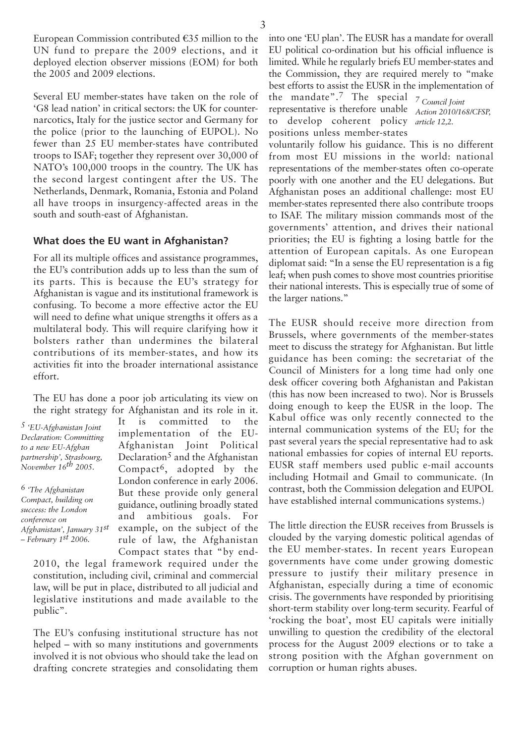European Commission contributed €35 million to the UN fund to prepare the 2009 elections, and it deployed election observer missions (EOM) for both the 2005 and 2009 elections.

Several EU member-states have taken on the role of 'G8 lead nation' in critical sectors: the UK for counter-narcotics, Italy for the justice sector and Germany for the police (prior to the launching of EUPOL). No fewer than 25 EU member-states have contributed troops to ISAF; together they represent over 30,000 of NATO's 100,000 troops in the country. The UK has the second largest contingent after the US. The Netherlands, Denmark, Romania, Estonia and Poland all have troops in insurgency-affected areas in the south and south-east of Afghanistan.

## What does the EU want in Afghanistan?

For all its multiple offices and assistance programmes, the EU's contribution adds up to less than the sum of its parts. This is because the EU's strategy for Afghanistan is vague and its institutional framework is confusing. To become a more effective actor the EU will need to define what unique strengths it offers as a multilateral body. This will require clarifying how it bolsters rather than undermines the bilateral contributions of its member-states, and how its activities fit into the broader international assistance effort.

The EU has done a poor job articulating its view on the right strategy for Afghanistan and its role in it. It is committed to the implementation of the EU-Afghanistan Joint Political Declaration[5] and the Afghanistan Compact[6], adopted by the London conference in early 2006. But these provide only general guidance, outlining broadly stated and ambitious goals. For example, on the subject of the rule of law, the Afghanistan Compact states that "by end-2010, the legal framework required under the constitution, including civil, criminal and commercial law, will be put in place, distributed to all judicial and legislative institutions and made available to the public".

The EU's confusing institutional structure has not helped – with so many institutions and governments involved it is not obvious who should take the lead on drafting concrete strategies and consolidating them into one 'EU plan'. The EUSR has a mandate for overall EU political co-ordination but his official influence is limited. While he regularly briefs EU member-states and the Commission, they are required merely to "make best efforts to assist the EUSR in the implementation of the mandate".[7] The special representative is therefore unable to develop coherent policy positions unless member-states voluntarily follow his guidance. This is no different from most EU missions in the world: national representations of the member-states often co-operate poorly with one another and the EU delegations. But Afghanistan poses an additional challenge: most EU member-states represented there also contribute troops to ISAF. The military mission commands most of the governments' attention, and drives their national priorities; the EU is fighting a losing battle for the attention of European capitals. As one European diplomat said: "In a sense the EU representation is a fig leaf; when push comes to shove most countries prioritise their national interests. This is especially true of some of the larger nations."

The EUSR should receive more direction from Brussels, where governments of the member-states meet to discuss the strategy for Afghanistan. But little guidance has been coming: the secretariat of the Council of Ministers for a long time had only one desk officer covering both Afghanistan and Pakistan (this has now been increased to two). Nor is Brussels doing enough to keep the EUSR in the loop. The Kabul office was only recently connected to the internal communication systems of the EU; for the past several years the special representative had to ask national embassies for copies of internal EU reports. EUSR staff members used public e-mail accounts including Hotmail and Gmail to communicate. (In contrast, both the Commission delegation and EUPOL have established internal communications systems.)

The little direction the EUSR receives from Brussels is clouded by the varying domestic political agendas of the EU member-states. In recent years European governments have come under growing domestic pressure to justify their military presence in Afghanistan, especially during a time of economic crisis. The governments have responded by prioritising short-term stability over long-term security. Fearful of 'rocking the boat', most EU capitals were initially unwilling to question the credibility of the electoral process for the August 2009 elections or to take a strong position with the Afghan government on corruption or human rights abuses.

---

[5] *'EU-Afghanistan Joint Declaration: Committing to a new EU-Afghan partnership', Strasbourg, November 16th 2005.*

[6] *'The Afghanistan Compact, building on success: the London conference on Afghanistan', January 31st – February 1st 2006.*

[7] *Council Joint Action 2010/168/CFSP, article 12,2.*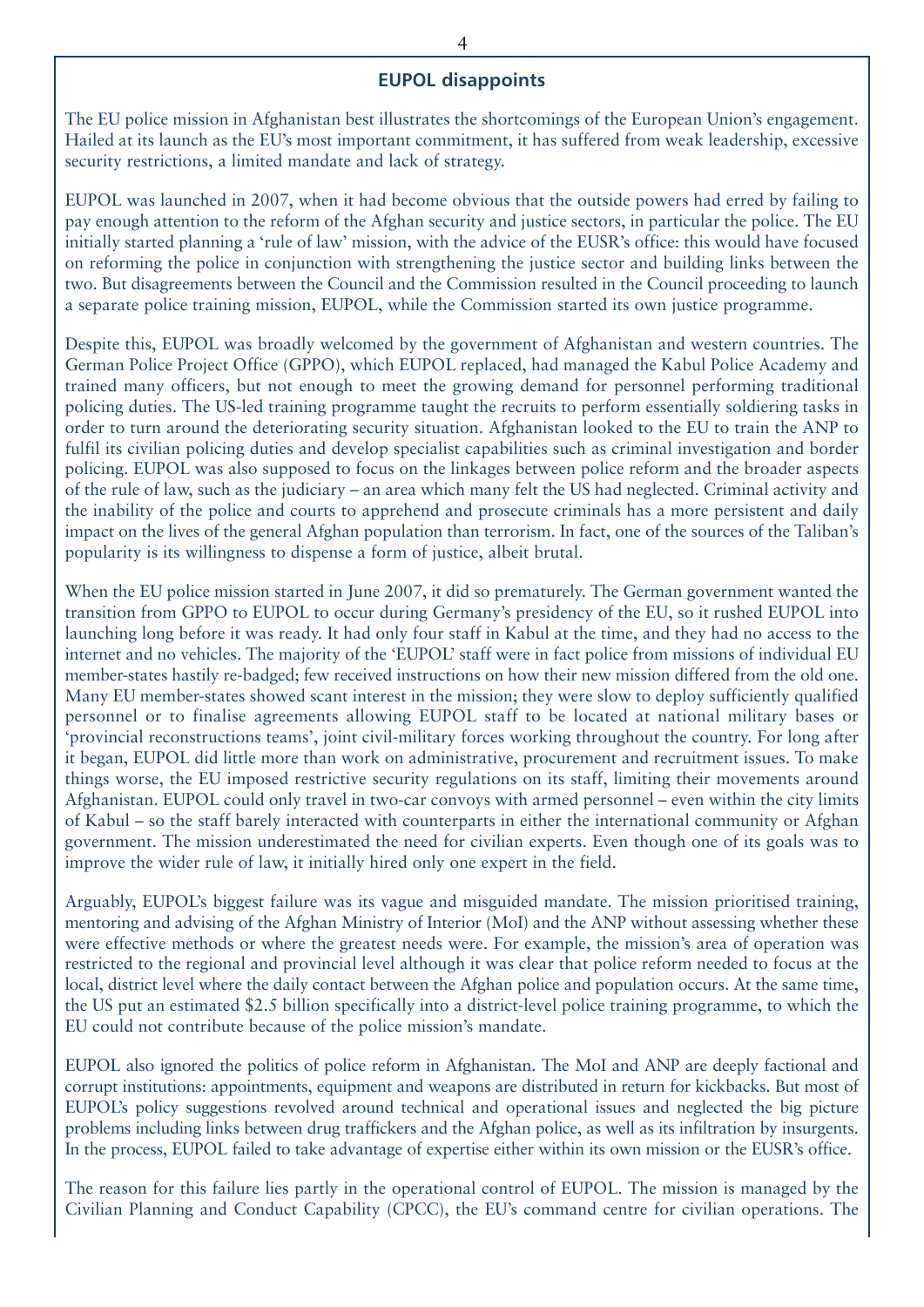## EUPOL disappoints

The EU police mission in Afghanistan best illustrates the shortcomings of the European Union's engagement. Hailed at its launch as the EU's most important commitment, it has suffered from weak leadership, excessive security restrictions, a limited mandate and lack of strategy.

EUPOL was launched in 2007, when it had become obvious that the outside powers had erred by failing to pay enough attention to the reform of the Afghan security and justice sectors, in particular the police. The EU initially started planning a 'rule of law' mission, with the advice of the EUSR's office: this would have focused on reforming the police in conjunction with strengthening the justice sector and building links between the two. But disagreements between the Council and the Commission resulted in the Council proceeding to launch a separate police training mission, EUPOL, while the Commission started its own justice programme.

Despite this, EUPOL was broadly welcomed by the government of Afghanistan and western countries. The German Police Project Office (GPPO), which EUPOL replaced, had managed the Kabul Police Academy and trained many officers, but not enough to meet the growing demand for personnel performing traditional policing duties. The US-led training programme taught the recruits to perform essentially soldiering tasks in order to turn around the deteriorating security situation. Afghanistan looked to the EU to train the ANP to fulfil its civilian policing duties and develop specialist capabilities such as criminal investigation and border policing. EUPOL was also supposed to focus on the linkages between police reform and the broader aspects of the rule of law, such as the judiciary – an area which many felt the US had neglected. Criminal activity and the inability of the police and courts to apprehend and prosecute criminals has a more persistent and daily impact on the lives of the general Afghan population than terrorism. In fact, one of the sources of the Taliban's popularity is its willingness to dispense a form of justice, albeit brutal.

When the EU police mission started in June 2007, it did so prematurely. The German government wanted the transition from GPPO to EUPOL to occur during Germany's presidency of the EU, so it rushed EUPOL into launching long before it was ready. It had only four staff in Kabul at the time, and they had no access to the internet and no vehicles. The majority of the 'EUPOL' staff were in fact police from missions of individual EU member-states hastily re-badged; few received instructions on how their new mission differed from the old one. Many EU member-states showed scant interest in the mission; they were slow to deploy sufficiently qualified personnel or to finalise agreements allowing EUPOL staff to be located at national military bases or 'provincial reconstructions teams', joint civil-military forces working throughout the country. For long after it began, EUPOL did little more than work on administrative, procurement and recruitment issues. To make things worse, the EU imposed restrictive security regulations on its staff, limiting their movements around Afghanistan. EUPOL could only travel in two-car convoys with armed personnel – even within the city limits of Kabul – so the staff barely interacted with counterparts in either the international community or Afghan government. The mission underestimated the need for civilian experts. Even though one of its goals was to improve the wider rule of law, it initially hired only one expert in the field.

Arguably, EUPOL's biggest failure was its vague and misguided mandate. The mission prioritised training, mentoring and advising of the Afghan Ministry of Interior (MoI) and the ANP without assessing whether these were effective methods or where the greatest needs were. For example, the mission's area of operation was restricted to the regional and provincial level although it was clear that police reform needed to focus at the local, district level where the daily contact between the Afghan police and population occurs. At the same time, the US put an estimated $2.5 billion specifically into a district-level police training programme, to which the EU could not contribute because of the police mission's mandate.

EUPOL also ignored the politics of police reform in Afghanistan. The MoI and ANP are deeply factional and corrupt institutions: appointments, equipment and weapons are distributed in return for kickbacks. But most of EUPOL's policy suggestions revolved around technical and operational issues and neglected the big picture problems including links between drug traffickers and the Afghan police, as well as its infiltration by insurgents. In the process, EUPOL failed to take advantage of expertise either within its own mission or the EUSR's office.

The reason for this failure lies partly in the operational control of EUPOL. The mission is managed by the Civilian Planning and Conduct Capability (CPCC), the EU's command centre for civilian operations. The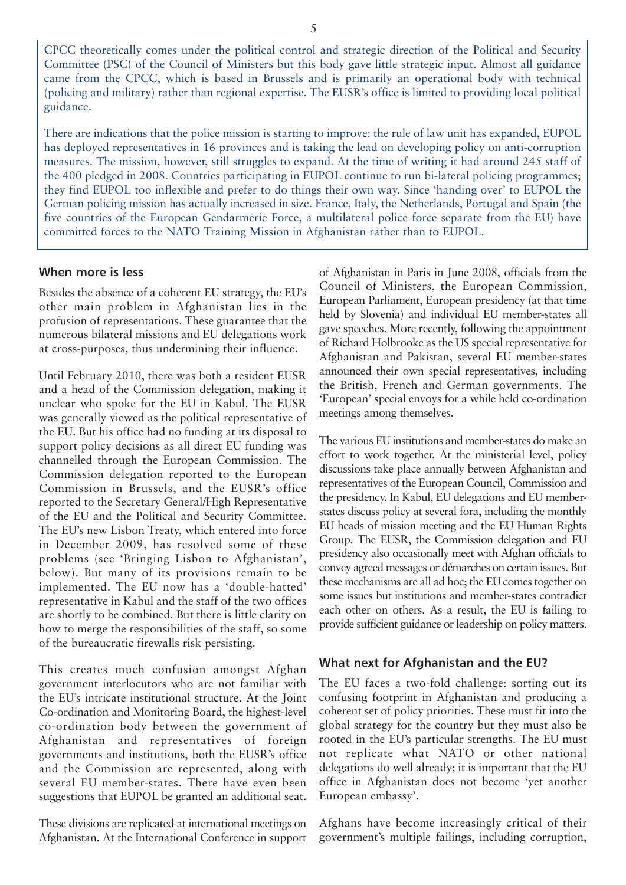CPCC theoretically comes under the political control and strategic direction of the Political and Security Committee (PSC) of the Council of Ministers but this body gave little strategic input. Almost all guidance came from the CPCC, which is based in Brussels and is primarily an operational body with technical (policing and military) rather than regional expertise. The EUSR's office is limited to providing local political guidance.

There are indications that the police mission is starting to improve: the rule of law unit has expanded, EUPOL has deployed representatives in 16 provinces and is taking the lead on developing policy on anti-corruption measures. The mission, however, still struggles to expand. At the time of writing it had around 245 staff of the 400 pledged in 2008. Countries participating in EUPOL continue to run bi-lateral policing programmes; they find EUPOL too inflexible and prefer to do things their own way. Since 'handing over' to EUPOL the German policing mission has actually increased in size. France, Italy, the Netherlands, Portugal and Spain (the five countries of the European Gendarmerie Force, a multilateral police force separate from the EU) have committed forces to the NATO Training Mission in Afghanistan rather than to EUPOL.

### When more is less

Besides the absence of a coherent EU strategy, the EU's other main problem in Afghanistan lies in the profusion of representations. These guarantee that the numerous bilateral missions and EU delegations work at cross-purposes, thus undermining their influence.

Until February 2010, there was both a resident EUSR and a head of the Commission delegation, making it unclear who spoke for the EU in Kabul. The EUSR was generally viewed as the political representative of the EU. But his office had no funding at its disposal to support policy decisions as all direct EU funding was channelled through the European Commission. The Commission delegation reported to the European Commission in Brussels, and the EUSR's office reported to the Secretary General/High Representative of the EU and the Political and Security Committee. The EU's new Lisbon Treaty, which entered into force in December 2009, has resolved some of these problems (see 'Bringing Lisbon to Afghanistan', below). But many of its provisions remain to be implemented. The EU now has a 'double-hatted' representative in Kabul and the staff of the two offices are shortly to be combined. But there is little clarity on how to merge the responsibilities of the staff, so some of the bureaucratic firewalls risk persisting.

This creates much confusion amongst Afghan government interlocutors who are not familiar with the EU's intricate institutional structure. At the Joint Co-ordination and Monitoring Board, the highest-level co-ordination body between the government of Afghanistan and representatives of foreign governments and institutions, both the EUSR's office and the Commission are represented, along with several EU member-states. There have even been suggestions that EUPOL be granted an additional seat.

These divisions are replicated at international meetings on Afghanistan. At the International Conference in support of Afghanistan in Paris in June 2008, officials from the Council of Ministers, the European Commission, European Parliament, European presidency (at that time held by Slovenia) and individual EU member-states all gave speeches. More recently, following the appointment of Richard Holbrooke as the US special representative for Afghanistan and Pakistan, several EU member-states announced their own special representatives, including the British, French and German governments. The 'European' special envoys for a while held co-ordination meetings among themselves.

The various EU institutions and member-states do make an effort to work together. At the ministerial level, policy discussions take place annually between Afghanistan and representatives of the European Council, Commission and the presidency. In Kabul, EU delegations and EU member-states discuss policy at several fora, including the monthly EU heads of mission meeting and the EU Human Rights Group. The EUSR, the Commission delegation and EU presidency also occasionally meet with Afghan officials to convey agreed messages or démarches on certain issues. But these mechanisms are all ad hoc; the EU comes together on some issues but institutions and member-states contradict each other on others. As a result, the EU is failing to provide sufficient guidance or leadership on policy matters.

### What next for Afghanistan and the EU?

The EU faces a two-fold challenge: sorting out its confusing footprint in Afghanistan and producing a coherent set of policy priorities. These must fit into the global strategy for the country but they must also be rooted in the EU's particular strengths. The EU must not replicate what NATO or other national delegations do well already; it is important that the EU office in Afghanistan does not become 'yet another European embassy'.

Afghans have become increasingly critical of their government's multiple failings, including corruption,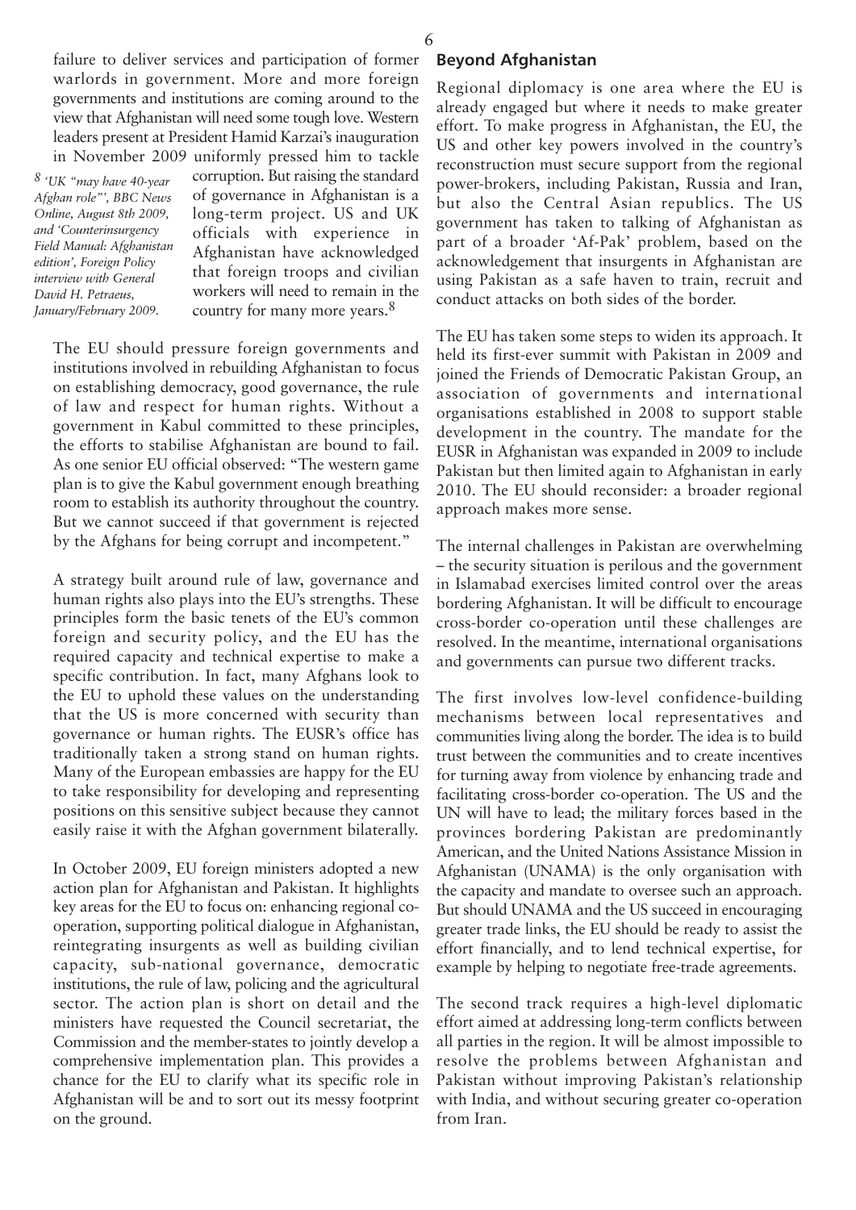failure to deliver services and participation of former warlords in government. More and more foreign governments and institutions are coming around to the view that Afghanistan will need some tough love. Western leaders present at President Hamid Karzai's inauguration in November 2009 uniformly pressed him to tackle corruption. But raising the standard of governance in Afghanistan is a long-term project. US and UK officials with experience in Afghanistan have acknowledged that foreign troops and civilian workers will need to remain in the country for many more years.[8]

*[8] 'UK "may have 40-year Afghan role"', BBC News Online, August 8th 2009, and 'Counterinsurgency Field Manual: Afghanistan edition', Foreign Policy interview with General David H. Petraeus, January/February 2009.*

The EU should pressure foreign governments and institutions involved in rebuilding Afghanistan to focus on establishing democracy, good governance, the rule of law and respect for human rights. Without a government in Kabul committed to these principles, the efforts to stabilise Afghanistan are bound to fail. As one senior EU official observed: "The western game plan is to give the Kabul government enough breathing room to establish its authority throughout the country. But we cannot succeed if that government is rejected by the Afghans for being corrupt and incompetent."

A strategy built around rule of law, governance and human rights also plays into the EU's strengths. These principles form the basic tenets of the EU's common foreign and security policy, and the EU has the required capacity and technical expertise to make a specific contribution. In fact, many Afghans look to the EU to uphold these values on the understanding that the US is more concerned with security than governance or human rights. The EUSR's office has traditionally taken a strong stand on human rights. Many of the European embassies are happy for the EU to take responsibility for developing and representing positions on this sensitive subject because they cannot easily raise it with the Afghan government bilaterally.

In October 2009, EU foreign ministers adopted a new action plan for Afghanistan and Pakistan. It highlights key areas for the EU to focus on: enhancing regional co-operation, supporting political dialogue in Afghanistan, reintegrating insurgents as well as building civilian capacity, sub-national governance, democratic institutions, the rule of law, policing and the agricultural sector. The action plan is short on detail and the ministers have requested the Council secretariat, the Commission and the member-states to jointly develop a comprehensive implementation plan. This provides a chance for the EU to clarify what its specific role in Afghanistan will be and to sort out its messy footprint on the ground.

## Beyond Afghanistan

Regional diplomacy is one area where the EU is already engaged but where it needs to make greater effort. To make progress in Afghanistan, the EU, the US and other key powers involved in the country's reconstruction must secure support from the regional power-brokers, including Pakistan, Russia and Iran, but also the Central Asian republics. The US government has taken to talking of Afghanistan as part of a broader 'Af-Pak' problem, based on the acknowledgement that insurgents in Afghanistan are using Pakistan as a safe haven to train, recruit and conduct attacks on both sides of the border.

The EU has taken some steps to widen its approach. It held its first-ever summit with Pakistan in 2009 and joined the Friends of Democratic Pakistan Group, an association of governments and international organisations established in 2008 to support stable development in the country. The mandate for the EUSR in Afghanistan was expanded in 2009 to include Pakistan but then limited again to Afghanistan in early 2010. The EU should reconsider: a broader regional approach makes more sense.

The internal challenges in Pakistan are overwhelming – the security situation is perilous and the government in Islamabad exercises limited control over the areas bordering Afghanistan. It will be difficult to encourage cross-border co-operation until these challenges are resolved. In the meantime, international organisations and governments can pursue two different tracks.

The first involves low-level confidence-building mechanisms between local representatives and communities living along the border. The idea is to build trust between the communities and to create incentives for turning away from violence by enhancing trade and facilitating cross-border co-operation. The US and the UN will have to lead; the military forces based in the provinces bordering Pakistan are predominantly American, and the United Nations Assistance Mission in Afghanistan (UNAMA) is the only organisation with the capacity and mandate to oversee such an approach. But should UNAMA and the US succeed in encouraging greater trade links, the EU should be ready to assist the effort financially, and to lend technical expertise, for example by helping to negotiate free-trade agreements.

The second track requires a high-level diplomatic effort aimed at addressing long-term conflicts between all parties in the region. It will be almost impossible to resolve the problems between Afghanistan and Pakistan without improving Pakistan's relationship with India, and without securing greater co-operation from Iran.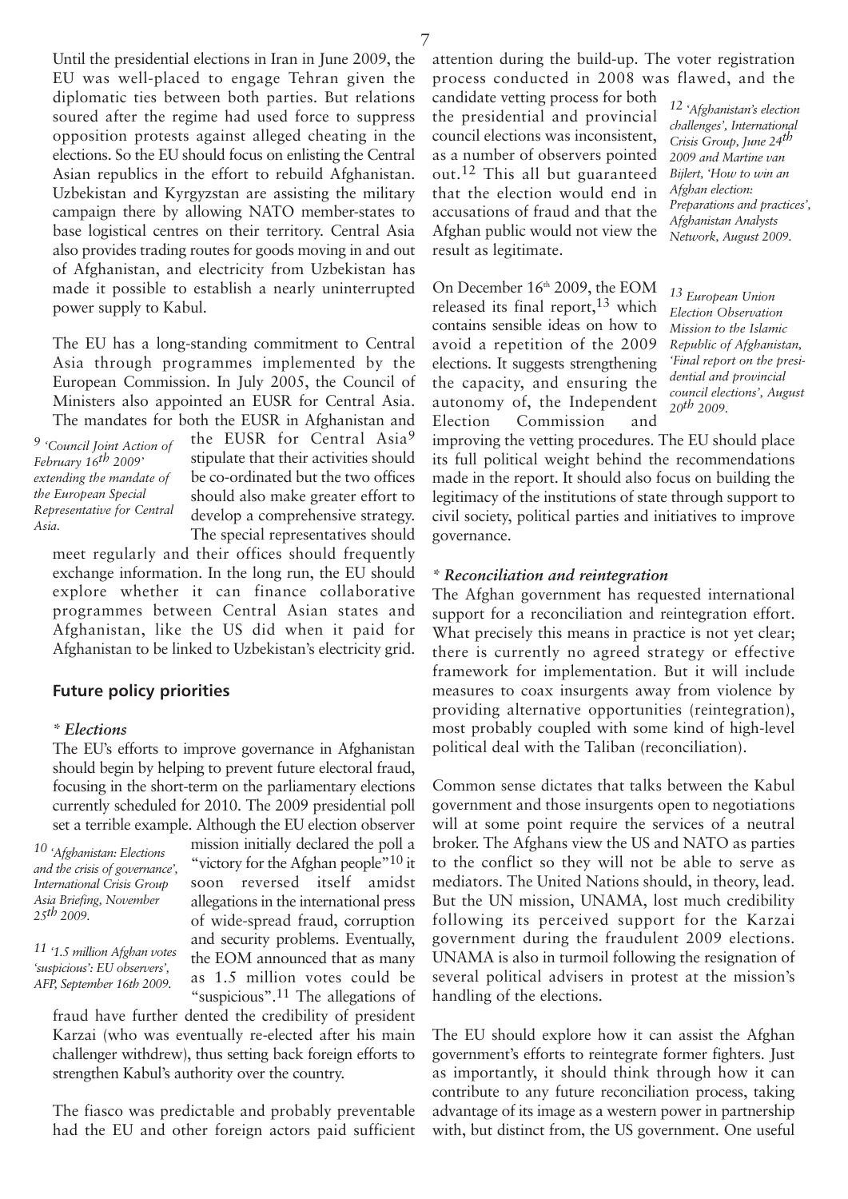Until the presidential elections in Iran in June 2009, the EU was well-placed to engage Tehran given the diplomatic ties between both parties. But relations soured after the regime had used force to suppress opposition protests against alleged cheating in the elections. So the EU should focus on enlisting the Central Asian republics in the effort to rebuild Afghanistan. Uzbekistan and Kyrgyzstan are assisting the military campaign there by allowing NATO member-states to base logistical centres on their territory. Central Asia also provides trading routes for goods moving in and out of Afghanistan, and electricity from Uzbekistan has made it possible to establish a nearly uninterrupted power supply to Kabul.

The EU has a long-standing commitment to Central Asia through programmes implemented by the European Commission. In July 2005, the Council of Ministers also appointed an EUSR for Central Asia. The mandates for both the EUSR in Afghanistan and the EUSR for Central Asia[9] stipulate that their activities should be co-ordinated but the two offices should also make greater effort to develop a comprehensive strategy. The special representatives should meet regularly and their offices should frequently exchange information. In the long run, the EU should explore whether it can finance collaborative programmes between Central Asian states and Afghanistan, like the US did when it paid for Afghanistan to be linked to Uzbekistan's electricity grid.

[9] *'Council Joint Action of February 16th 2009' extending the mandate of the European Special Representative for Central Asia.*

## Future policy priorities

*\* Elections*

The EU's efforts to improve governance in Afghanistan should begin by helping to prevent future electoral fraud, focusing in the short-term on the parliamentary elections currently scheduled for 2010. The 2009 presidential poll set a terrible example. Although the EU election observer mission initially declared the poll a "victory for the Afghan people"[10] it soon reversed itself amidst allegations in the international press of wide-spread fraud, corruption and security problems. Eventually, the EOM announced that as many as 1.5 million votes could be "suspicious".[11] The allegations of fraud have further dented the credibility of president Karzai (who was eventually re-elected after his main challenger withdrew), thus setting back foreign efforts to strengthen Kabul's authority over the country.

[10] *'Afghanistan: Elections and the crisis of governance', International Crisis Group Asia Briefing, November 25th 2009.*

[11] *'1.5 million Afghan votes 'suspicious': EU observers', AFP, September 16th 2009.*

The fiasco was predictable and probably preventable had the EU and other foreign actors paid sufficient attention during the build-up. The voter registration process conducted in 2008 was flawed, and the candidate vetting process for both the presidential and provincial council elections was inconsistent, as a number of observers pointed out.[12] This all but guaranteed that the election would end in accusations of fraud and that the Afghan public would not view the result as legitimate.

[12] *'Afghanistan's election challenges', International Crisis Group, June 24th 2009 and Martine van Bijlert, 'How to win an Afghan election: Preparations and practices', Afghanistan Analysts Network, August 2009.*

On December 16th 2009, the EOM released its final report,[13] which contains sensible ideas on how to avoid a repetition of the 2009 elections. It suggests strengthening the capacity, and ensuring the autonomy of, the Independent Election Commission and improving the vetting procedures. The EU should place its full political weight behind the recommendations made in the report. It should also focus on building the legitimacy of the institutions of state through support to civil society, political parties and initiatives to improve governance.

[13] *European Union Election Observation Mission to the Islamic Republic of Afghanistan, 'Final report on the presidential and provincial council elections', August 20th 2009.*

*\* Reconciliation and reintegration*

The Afghan government has requested international support for a reconciliation and reintegration effort. What precisely this means in practice is not yet clear; there is currently no agreed strategy or effective framework for implementation. But it will include measures to coax insurgents away from violence by providing alternative opportunities (reintegration), most probably coupled with some kind of high-level political deal with the Taliban (reconciliation).

Common sense dictates that talks between the Kabul government and those insurgents open to negotiations will at some point require the services of a neutral broker. The Afghans view the US and NATO as parties to the conflict so they will not be able to serve as mediators. The United Nations should, in theory, lead. But the UN mission, UNAMA, lost much credibility following its perceived support for the Karzai government during the fraudulent 2009 elections. UNAMA is also in turmoil following the resignation of several political advisers in protest at the mission's handling of the elections.

The EU should explore how it can assist the Afghan government's efforts to reintegrate former fighters. Just as importantly, it should think through how it can contribute to any future reconciliation process, taking advantage of its image as a western power in partnership with, but distinct from, the US government. One useful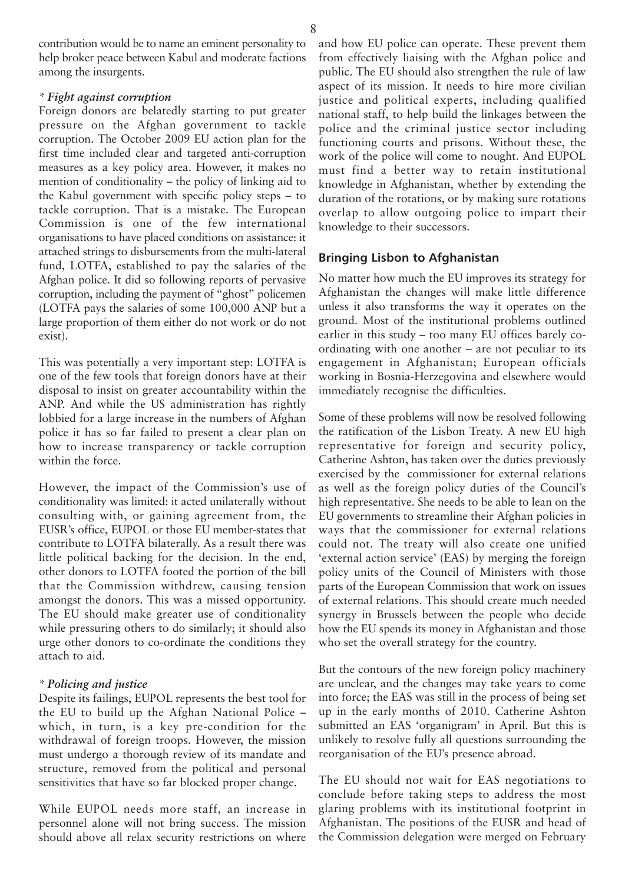contribution would be to name an eminent personality to help broker peace between Kabul and moderate factions among the insurgents.

*\* Fight against corruption*

Foreign donors are belatedly starting to put greater pressure on the Afghan government to tackle corruption. The October 2009 EU action plan for the first time included clear and targeted anti-corruption measures as a key policy area. However, it makes no mention of conditionality – the policy of linking aid to the Kabul government with specific policy steps – to tackle corruption. That is a mistake. The European Commission is one of the few international organisations to have placed conditions on assistance: it attached strings to disbursements from the multi-lateral fund, LOTFA, established to pay the salaries of the Afghan police. It did so following reports of pervasive corruption, including the payment of "ghost" policemen (LOTFA pays the salaries of some 100,000 ANP but a large proportion of them either do not work or do not exist).

This was potentially a very important step: LOTFA is one of the few tools that foreign donors have at their disposal to insist on greater accountability within the ANP. And while the US administration has rightly lobbied for a large increase in the numbers of Afghan police it has so far failed to present a clear plan on how to increase transparency or tackle corruption within the force.

However, the impact of the Commission's use of conditionality was limited: it acted unilaterally without consulting with, or gaining agreement from, the EUSR's office, EUPOL or those EU member-states that contribute to LOTFA bilaterally. As a result there was little political backing for the decision. In the end, other donors to LOTFA footed the portion of the bill that the Commission withdrew, causing tension amongst the donors. This was a missed opportunity. The EU should make greater use of conditionality while pressuring others to do similarly; it should also urge other donors to co-ordinate the conditions they attach to aid.

*\* Policing and justice*

Despite its failings, EUPOL represents the best tool for the EU to build up the Afghan National Police – which, in turn, is a key pre-condition for the withdrawal of foreign troops. However, the mission must undergo a thorough review of its mandate and structure, removed from the political and personal sensitivities that have so far blocked proper change.

While EUPOL needs more staff, an increase in personnel alone will not bring success. The mission should above all relax security restrictions on where and how EU police can operate. These prevent them from effectively liaising with the Afghan police and public. The EU should also strengthen the rule of law aspect of its mission. It needs to hire more civilian justice and political experts, including qualified national staff, to help build the linkages between the police and the criminal justice sector including functioning courts and prisons. Without these, the work of the police will come to nought. And EUPOL must find a better way to retain institutional knowledge in Afghanistan, whether by extending the duration of the rotations, or by making sure rotations overlap to allow outgoing police to impart their knowledge to their successors.

## Bringing Lisbon to Afghanistan

No matter how much the EU improves its strategy for Afghanistan the changes will make little difference unless it also transforms the way it operates on the ground. Most of the institutional problems outlined earlier in this study – too many EU offices barely co-ordinating with one another – are not peculiar to its engagement in Afghanistan; European officials working in Bosnia-Herzegovina and elsewhere would immediately recognise the difficulties.

Some of these problems will now be resolved following the ratification of the Lisbon Treaty. A new EU high representative for foreign and security policy, Catherine Ashton, has taken over the duties previously exercised by the commissioner for external relations as well as the foreign policy duties of the Council's high representative. She needs to be able to lean on the EU governments to streamline their Afghan policies in ways that the commissioner for external relations could not. The treaty will also create one unified 'external action service' (EAS) by merging the foreign policy units of the Council of Ministers with those parts of the European Commission that work on issues of external relations. This should create much needed synergy in Brussels between the people who decide how the EU spends its money in Afghanistan and those who set the overall strategy for the country.

But the contours of the new foreign policy machinery are unclear, and the changes may take years to come into force; the EAS was still in the process of being set up in the early months of 2010. Catherine Ashton submitted an EAS 'organigram' in April. But this is unlikely to resolve fully all questions surrounding the reorganisation of the EU's presence abroad.

The EU should not wait for EAS negotiations to conclude before taking steps to address the most glaring problems with its institutional footprint in Afghanistan. The positions of the EUSR and head of the Commission delegation were merged on February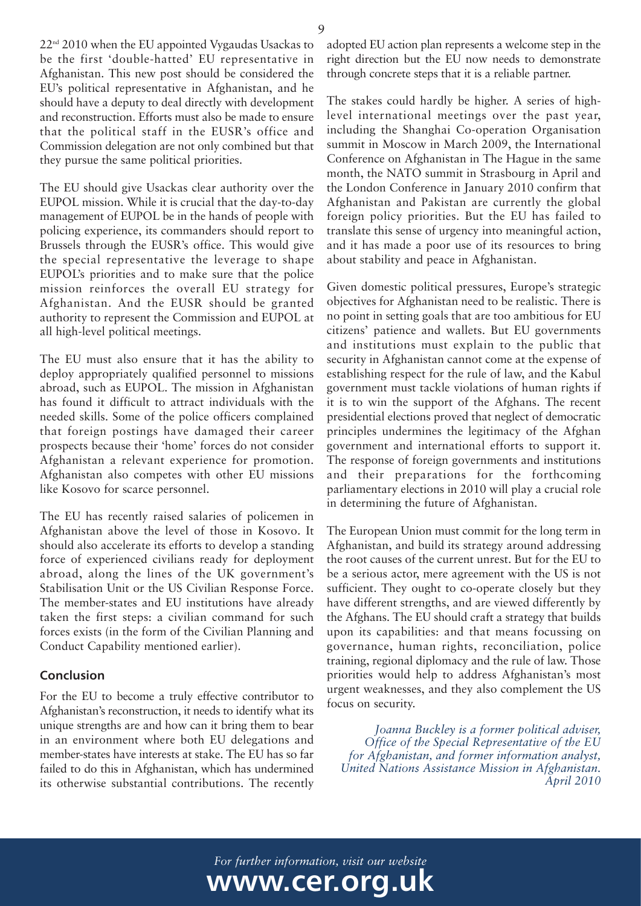22nd 2010 when the EU appointed Vygaudas Usackas to be the first 'double-hatted' EU representative in Afghanistan. This new post should be considered the EU's political representative in Afghanistan, and he should have a deputy to deal directly with development and reconstruction. Efforts must also be made to ensure that the political staff in the EUSR's office and Commission delegation are not only combined but that they pursue the same political priorities.

The EU should give Usackas clear authority over the EUPOL mission. While it is crucial that the day-to-day management of EUPOL be in the hands of people with policing experience, its commanders should report to Brussels through the EUSR's office. This would give the special representative the leverage to shape EUPOL's priorities and to make sure that the police mission reinforces the overall EU strategy for Afghanistan. And the EUSR should be granted authority to represent the Commission and EUPOL at all high-level political meetings.

The EU must also ensure that it has the ability to deploy appropriately qualified personnel to missions abroad, such as EUPOL. The mission in Afghanistan has found it difficult to attract individuals with the needed skills. Some of the police officers complained that foreign postings have damaged their career prospects because their 'home' forces do not consider Afghanistan a relevant experience for promotion. Afghanistan also competes with other EU missions like Kosovo for scarce personnel.

The EU has recently raised salaries of policemen in Afghanistan above the level of those in Kosovo. It should also accelerate its efforts to develop a standing force of experienced civilians ready for deployment abroad, along the lines of the UK government's Stabilisation Unit or the US Civilian Response Force. The member-states and EU institutions have already taken the first steps: a civilian command for such forces exists (in the form of the Civilian Planning and Conduct Capability mentioned earlier).

## Conclusion

For the EU to become a truly effective contributor to Afghanistan's reconstruction, it needs to identify what its unique strengths are and how can it bring them to bear in an environment where both EU delegations and member-states have interests at stake. The EU has so far failed to do this in Afghanistan, which has undermined its otherwise substantial contributions. The recently adopted EU action plan represents a welcome step in the right direction but the EU now needs to demonstrate through concrete steps that it is a reliable partner.

The stakes could hardly be higher. A series of high-level international meetings over the past year, including the Shanghai Co-operation Organisation summit in Moscow in March 2009, the International Conference on Afghanistan in The Hague in the same month, the NATO summit in Strasbourg in April and the London Conference in January 2010 confirm that Afghanistan and Pakistan are currently the global foreign policy priorities. But the EU has failed to translate this sense of urgency into meaningful action, and it has made a poor use of its resources to bring about stability and peace in Afghanistan.

Given domestic political pressures, Europe's strategic objectives for Afghanistan need to be realistic. There is no point in setting goals that are too ambitious for EU citizens' patience and wallets. But EU governments and institutions must explain to the public that security in Afghanistan cannot come at the expense of establishing respect for the rule of law, and the Kabul government must tackle violations of human rights if it is to win the support of the Afghans. The recent presidential elections proved that neglect of democratic principles undermines the legitimacy of the Afghan government and international efforts to support it. The response of foreign governments and institutions and their preparations for the forthcoming parliamentary elections in 2010 will play a crucial role in determining the future of Afghanistan.

The European Union must commit for the long term in Afghanistan, and build its strategy around addressing the root causes of the current unrest. But for the EU to be a serious actor, mere agreement with the US is not sufficient. They ought to co-operate closely but they have different strengths, and are viewed differently by the Afghans. The EU should craft a strategy that builds upon its capabilities: and that means focussing on governance, human rights, reconciliation, police training, regional diplomacy and the rule of law. Those priorities would help to address Afghanistan's most urgent weaknesses, and they also complement the US focus on security.

*Joanna Buckley is a former political adviser, Office of the Special Representative of the EU for Afghanistan, and former information analyst, United Nations Assistance Mission in Afghanistan.*
*April 2010*

*For further information, visit our website*
**www.cer.org.uk**